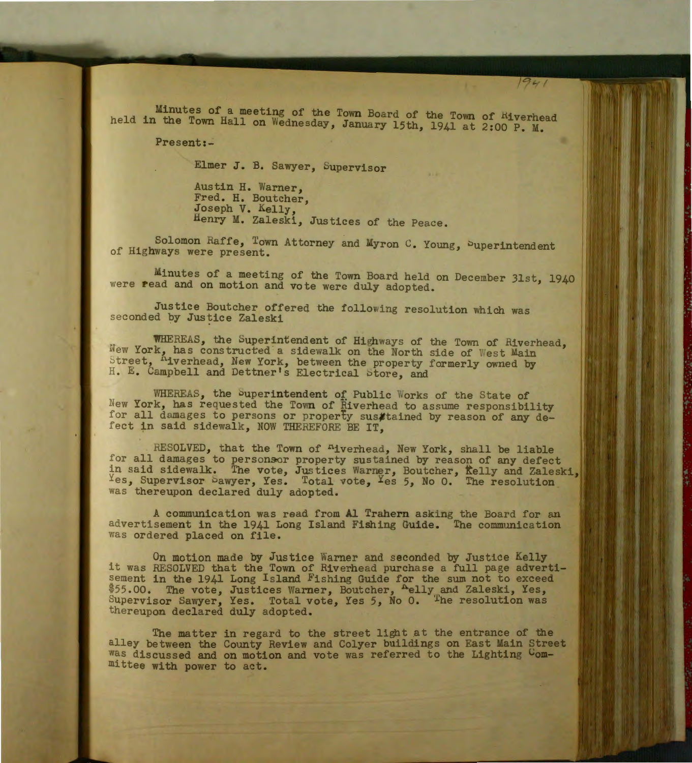Minutes of a meeting of the Town Board of the Town of Riverhead held in the Town Hall on Wednesday, January 15th, 1941 at 2:00 P. M.

Present:-

Elmer J. B. Sawyer, Supervisor

Austin H. Warner,
Fred. H. Boutcher,
Joseph V. Kelly,
Henry M. Zaleski, Justices of the Peace.

Solomon Raffe, Town Attorney and Myron C. Young, Superintendent of Highways were present.

Minutes of a meeting of the Town Board held on December 31st, 1940 were read and on motion and vote were duly adopted.

Justice Boutcher offered the following resolution which was seconded by Justice Zaleski

WHEREAS, the Superintendent of Highways of the Town of Riverhead, New York, has constructed a sidewalk on the North side of West Main Street, Riverhead, New York, between the property formerly owned by H. E. Campbell and Dettner's Electrical Store, and

WHEREAS, the Superintendent of Public Works of the State of New York, has requested the Town of Riverhead to assume responsibility for all damages to persons or property sustained by reason of any defect in said sidewalk, NOW THEREFORE BE IT,

RESOLVED, that the Town of Riverhead, New York, shall be liable for all damages to persons or property sustained by reason of any defect in said sidewalk. The vote, Justices Warner, Boutcher, Kelly and Zaleski, Yes, Supervisor Sawyer, Yes. Total vote, Yes 5, No 0. The resolution was thereupon declared duly adopted.

A communication was read from Al Trahern asking the Board for an advertisement in the 1941 Long Island Fishing Guide. The communication was ordered placed on file.

On motion made by Justice Warner and seconded by Justice Kelly it was RESOLVED that the Town of Riverhead purchase a full page advertisement in the 1941 Long Island Fishing Guide for the sum not to exceed $55.00. The vote, Justices Warner, Boutcher, Kelly and Zaleski, Yes, Supervisor Sawyer, Yes. Total vote, Yes 5, No 0. The resolution was thereupon declared duly adopted.

The matter in regard to the street light at the entrance of the alley between the County Review and Colyer buildings on East Main Street was discussed and on motion and vote was referred to the Lighting Committee with power to act.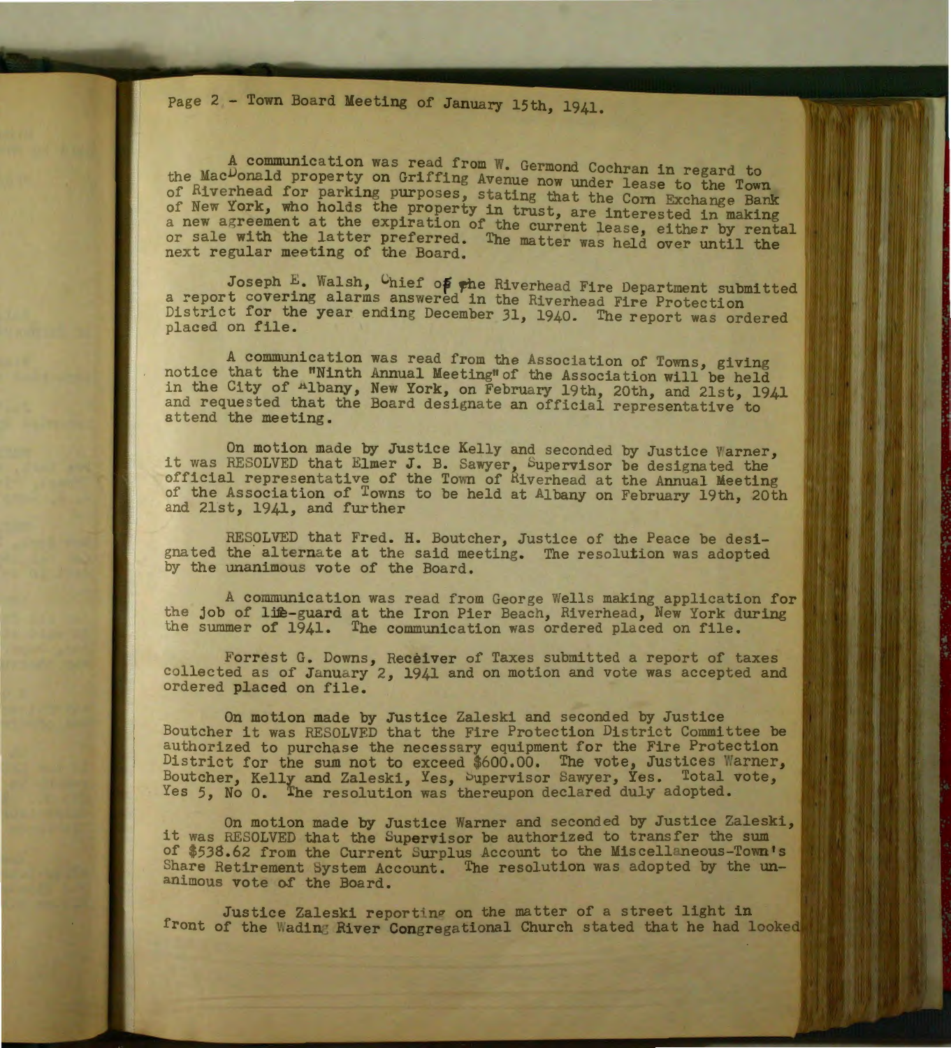Page 2 - Town Board Meeting of January 15th, 1941.

A communication was read from W. Germond Cochran in regard to the MacDonald property on Griffing Avenue now under lease to the Town of Riverhead for parking purposes, stating that the Corn Exchange Bank of New York, who holds the property in trust, are interested in making a new agreement at the expiration of the current lease, either by rental or sale with the latter preferred. The matter was held over until the next regular meeting of the Board.

Joseph E. Walsh, Chief of the Riverhead Fire Department submitted a report covering alarms answered in the Riverhead Fire Protection District for the year ending December 31, 1940. The report was ordered placed on file.

A communication was read from the Association of Towns, giving notice that the "Ninth Annual Meeting" of the Association will be held in the City of Albany, New York, on February 19th, 20th, and 21st, 1941 and requested that the Board designate an official representative to attend the meeting.

On motion made by Justice Kelly and seconded by Justice Warner, it was RESOLVED that Elmer J. B. Sawyer, Supervisor be designated the official representative of the Town of Riverhead at the Annual Meeting of the Association of Towns to be held at Albany on February 19th, 20th and 21st, 1941, and further

RESOLVED that Fred. H. Boutcher, Justice of the Peace be designated the alternate at the said meeting. The resolution was adopted by the unanimous vote of the Board.

A communication was read from George Wells making application for the job of life-guard at the Iron Pier Beach, Riverhead, New York during the summer of 1941. The communication was ordered placed on file.

Forrest G. Downs, Receiver of Taxes submitted a report of taxes collected as of January 2, 1941 and on motion and vote was accepted and ordered placed on file.

On motion made by Justice Zaleski and seconded by Justice Boutcher it was RESOLVED that the Fire Protection District Committee be authorized to purchase the necessary equipment for the Fire Protection District for the sum not to exceed $600.00. The vote, Justices Warner, Boutcher, Kelly and Zaleski, Yes, Supervisor Sawyer, Yes. Total vote, Yes 5, No 0. The resolution was thereupon declared duly adopted.

On motion made by Justice Warner and seconded by Justice Zaleski, it was RESOLVED that the Supervisor be authorized to transfer the sum of $538.62 from the Current Surplus Account to the Miscellaneous-Town's Share Retirement System Account. The resolution was adopted by the unanimous vote of the Board.

Justice Zaleski reporting on the matter of a street light in front of the Wading River Congregational Church stated that he had looked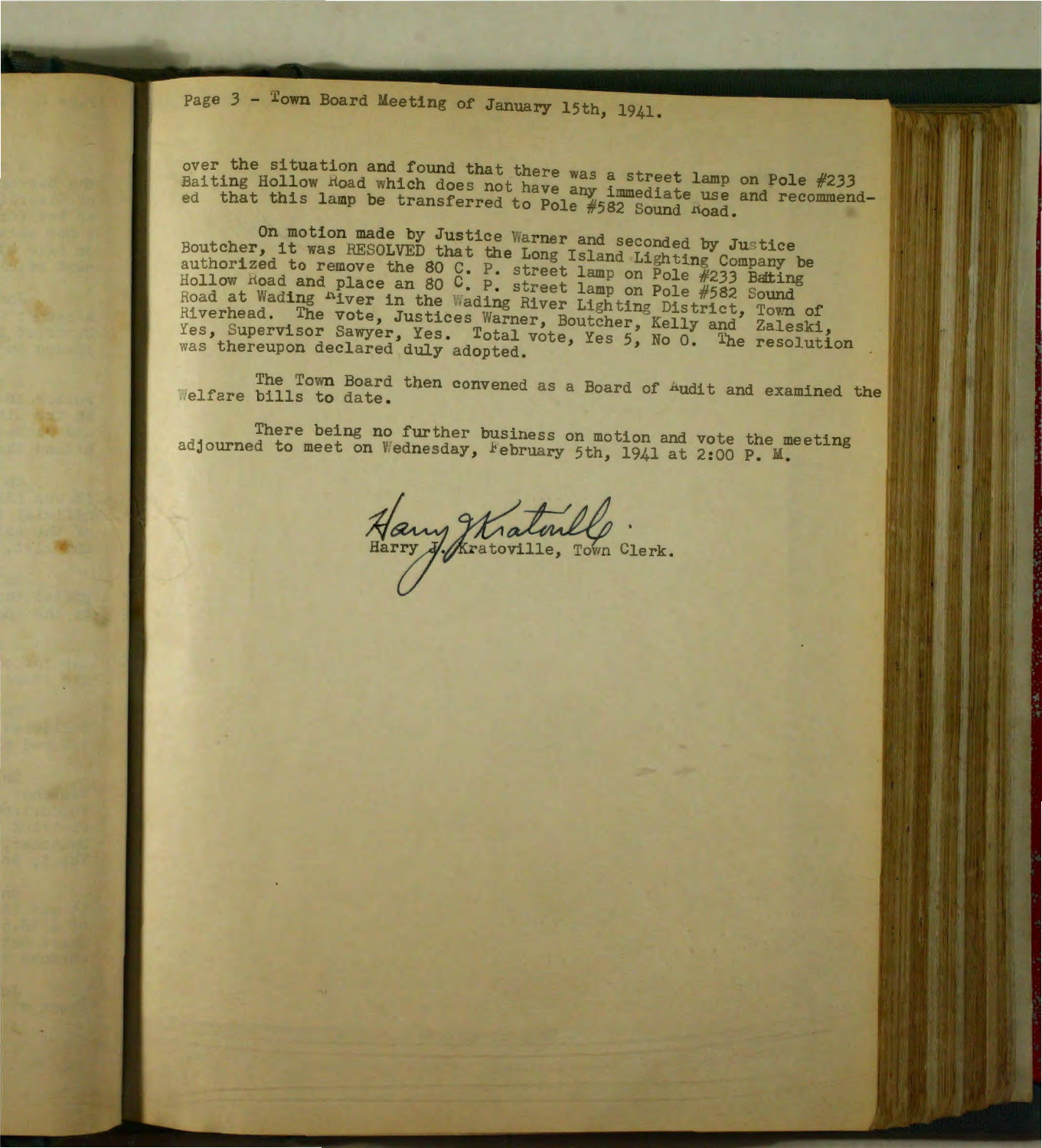over the situation and found that there was a street lamp on Pole #233 Baiting Hollow Road which does not have any immediate use and recommended that this lamp be transferred to Pole #582 Sound Road.

On motion made by Justice Warner and seconded by Justice Boutcher, it was RESOLVED that the Long Island Lighting Company be authorized to remove the 80 C. P. street lamp on Pole #233 Baiting Hollow Road and place an 80 C. P. street lamp on Pole #582 Sound Road at Wading River in the Wading River Lighting District, Town of Riverhead. The vote, Justices Warner, Boutcher, Kelly and Zaleski, Yes, Supervisor Sawyer, Yes. Total vote, Yes 5, No 0. The resolution was thereupon declared duly adopted.

The Town Board then convened as a Board of Audit and examined the Welfare bills to date.

There being no further business on motion and vote the meeting adjourned to meet on Wednesday, February 5th, 1941 at 2:00 P. M.

Harry J. Kratoville

Harry J. Kratoville, Town Clerk.